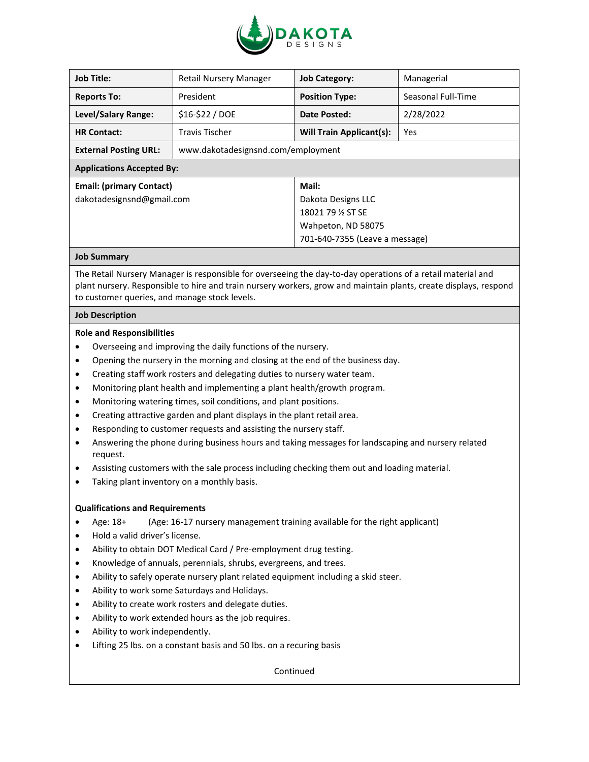DAKOTA DESIGNS

| Job Title: | Retail Nursery Manager | Job Category: | Managerial |
|---|---|---|---|
| Reports To: | President | Position Type: | Seasonal Full-Time |
| Level/Salary Range: | $16-$22 / DOE | Date Posted: | 2/28/2022 |
| HR Contact: | Travis Tischer | Will Train Applicant(s): | Yes |
| External Posting URL: | www.dakotadesignsnd.com/employment | | |

**Applications Accepted By:**

**Email: (primary Contact)**
dakotadesignsnd@gmail.com

**Mail:**
Dakota Designs LLC
18021 79 ½ ST SE
Wahpeton, ND 58075
701-640-7355 (Leave a message)

**Job Summary**

The Retail Nursery Manager is responsible for overseeing the day-to-day operations of a retail material and plant nursery. Responsible to hire and train nursery workers, grow and maintain plants, create displays, respond to customer queries, and manage stock levels.

**Job Description**

**Role and Responsibilities**

- Overseeing and improving the daily functions of the nursery.
- Opening the nursery in the morning and closing at the end of the business day.
- Creating staff work rosters and delegating duties to nursery water team.
- Monitoring plant health and implementing a plant health/growth program.
- Monitoring watering times, soil conditions, and plant positions.
- Creating attractive garden and plant displays in the plant retail area.
- Responding to customer requests and assisting the nursery staff.
- Answering the phone during business hours and taking messages for landscaping and nursery related request.
- Assisting customers with the sale process including checking them out and loading material.
- Taking plant inventory on a monthly basis.

**Qualifications and Requirements**

- Age: 18+ (Age: 16-17 nursery management training available for the right applicant)
- Hold a valid driver's license.
- Ability to obtain DOT Medical Card / Pre-employment drug testing.
- Knowledge of annuals, perennials, shrubs, evergreens, and trees.
- Ability to safely operate nursery plant related equipment including a skid steer.
- Ability to work some Saturdays and Holidays.
- Ability to create work rosters and delegate duties.
- Ability to work extended hours as the job requires.
- Ability to work independently.
- Lifting 25 lbs. on a constant basis and 50 lbs. on a recuring basis

Continued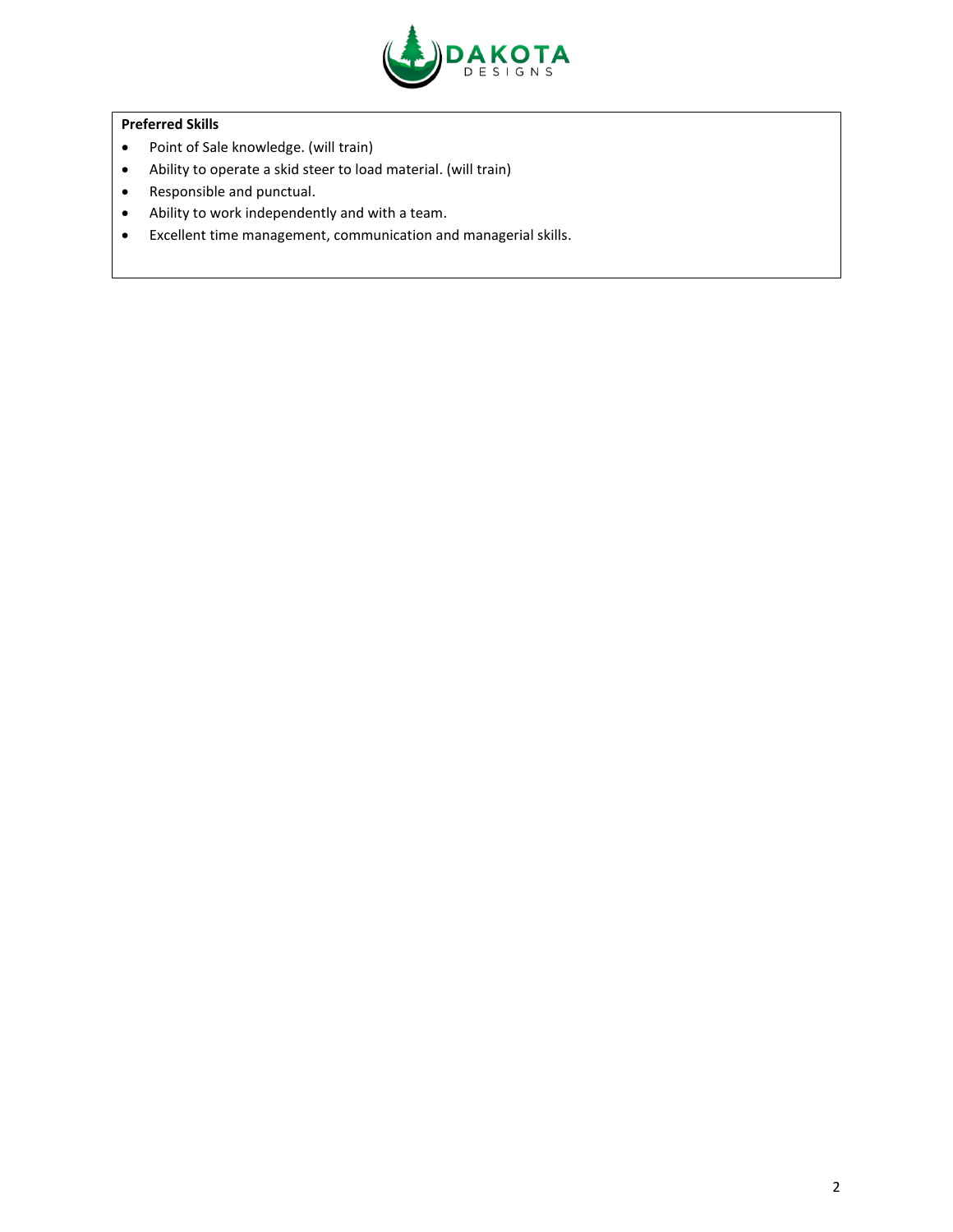**Preferred Skills**

- Point of Sale knowledge. (will train)
- Ability to operate a skid steer to load material. (will train)
- Responsible and punctual.
- Ability to work independently and with a team.
- Excellent time management, communication and managerial skills.